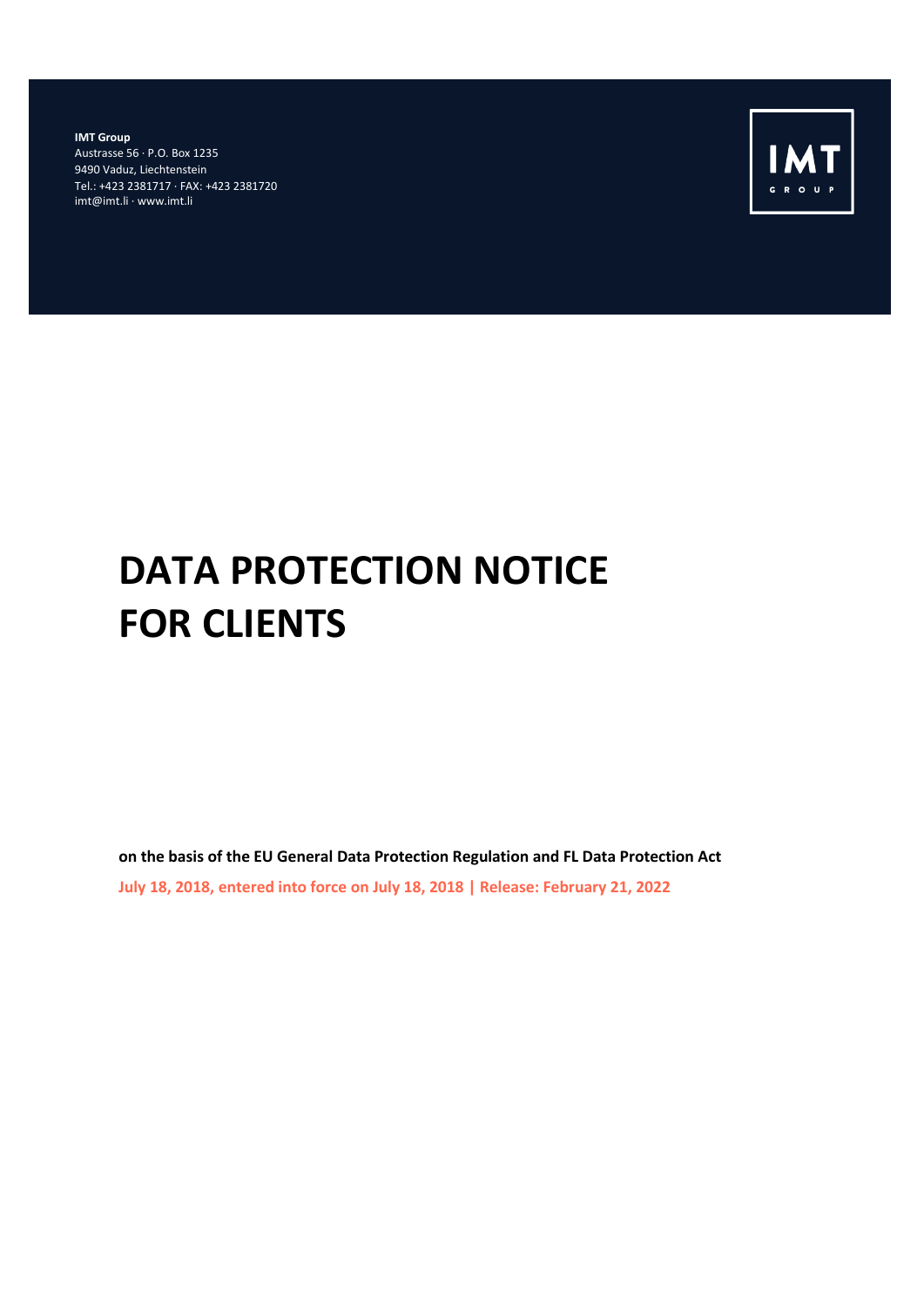**IMT Group**
Austrasse 56 · P.O. Box 1235
9490 Vaduz, Liechtenstein
Tel.: +423 2381717 · FAX: +423 2381720
imt@imt.li · www.imt.li

IMT
GROUP

# DATA PROTECTION NOTICE FOR CLIENTS

**on the basis of the EU General Data Protection Regulation and FL Data Protection Act**

**July 18, 2018, entered into force on July 18, 2018 | Release: February 21, 2022**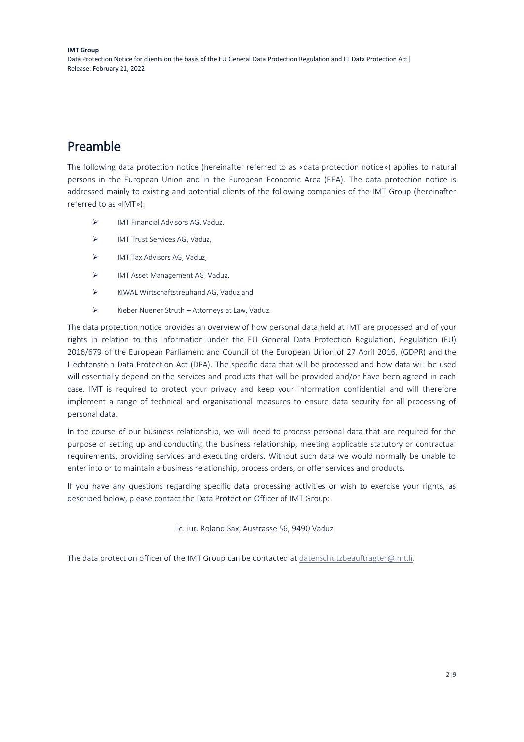# Preamble

The following data protection notice (hereinafter referred to as «data protection notice») applies to natural persons in the European Union and in the European Economic Area (EEA). The data protection notice is addressed mainly to existing and potential clients of the following companies of the IMT Group (hereinafter referred to as «IMT»):

- IMT Financial Advisors AG, Vaduz,
- IMT Trust Services AG, Vaduz,
- IMT Tax Advisors AG, Vaduz,
- IMT Asset Management AG, Vaduz,
- KIWAL Wirtschaftstreuhand AG, Vaduz and
- Kieber Nuener Struth – Attorneys at Law, Vaduz.

The data protection notice provides an overview of how personal data held at IMT are processed and of your rights in relation to this information under the EU General Data Protection Regulation, Regulation (EU) 2016/679 of the European Parliament and Council of the European Union of 27 April 2016, (GDPR) and the Liechtenstein Data Protection Act (DPA). The specific data that will be processed and how data will be used will essentially depend on the services and products that will be provided and/or have been agreed in each case. IMT is required to protect your privacy and keep your information confidential and will therefore implement a range of technical and organisational measures to ensure data security for all processing of personal data.

In the course of our business relationship, we will need to process personal data that are required for the purpose of setting up and conducting the business relationship, meeting applicable statutory or contractual requirements, providing services and executing orders. Without such data we would normally be unable to enter into or to maintain a business relationship, process orders, or offer services and products.

If you have any questions regarding specific data processing activities or wish to exercise your rights, as described below, please contact the Data Protection Officer of IMT Group:

lic. iur. Roland Sax, Austrasse 56, 9490 Vaduz

The data protection officer of the IMT Group can be contacted at datenschutzbeauftragter@imt.li.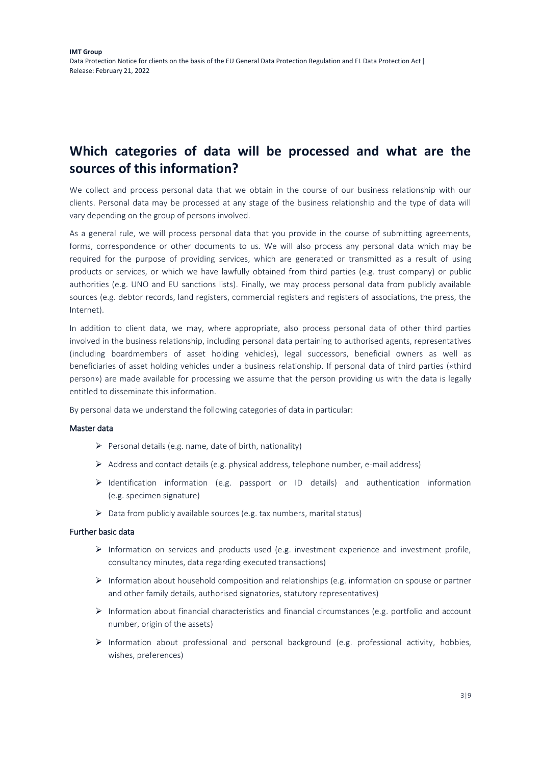## Which categories of data will be processed and what are the sources of this information?

We collect and process personal data that we obtain in the course of our business relationship with our clients. Personal data may be processed at any stage of the business relationship and the type of data will vary depending on the group of persons involved.

As a general rule, we will process personal data that you provide in the course of submitting agreements, forms, correspondence or other documents to us. We will also process any personal data which may be required for the purpose of providing services, which are generated or transmitted as a result of using products or services, or which we have lawfully obtained from third parties (e.g. trust company) or public authorities (e.g. UNO and EU sanctions lists). Finally, we may process personal data from publicly available sources (e.g. debtor records, land registers, commercial registers and registers of associations, the press, the Internet).

In addition to client data, we may, where appropriate, also process personal data of other third parties involved in the business relationship, including personal data pertaining to authorised agents, representatives (including boardmembers of asset holding vehicles), legal successors, beneficial owners as well as beneficiaries of asset holding vehicles under a business relationship. If personal data of third parties («third person») are made available for processing we assume that the person providing us with the data is legally entitled to disseminate this information.

By personal data we understand the following categories of data in particular:

### Master data

- Personal details (e.g. name, date of birth, nationality)
- Address and contact details (e.g. physical address, telephone number, e-mail address)
- Identification information (e.g. passport or ID details) and authentication information (e.g. specimen signature)
- Data from publicly available sources (e.g. tax numbers, marital status)

### Further basic data

- Information on services and products used (e.g. investment experience and investment profile, consultancy minutes, data regarding executed transactions)
- Information about household composition and relationships (e.g. information on spouse or partner and other family details, authorised signatories, statutory representatives)
- Information about financial characteristics and financial circumstances (e.g. portfolio and account number, origin of the assets)
- Information about professional and personal background (e.g. professional activity, hobbies, wishes, preferences)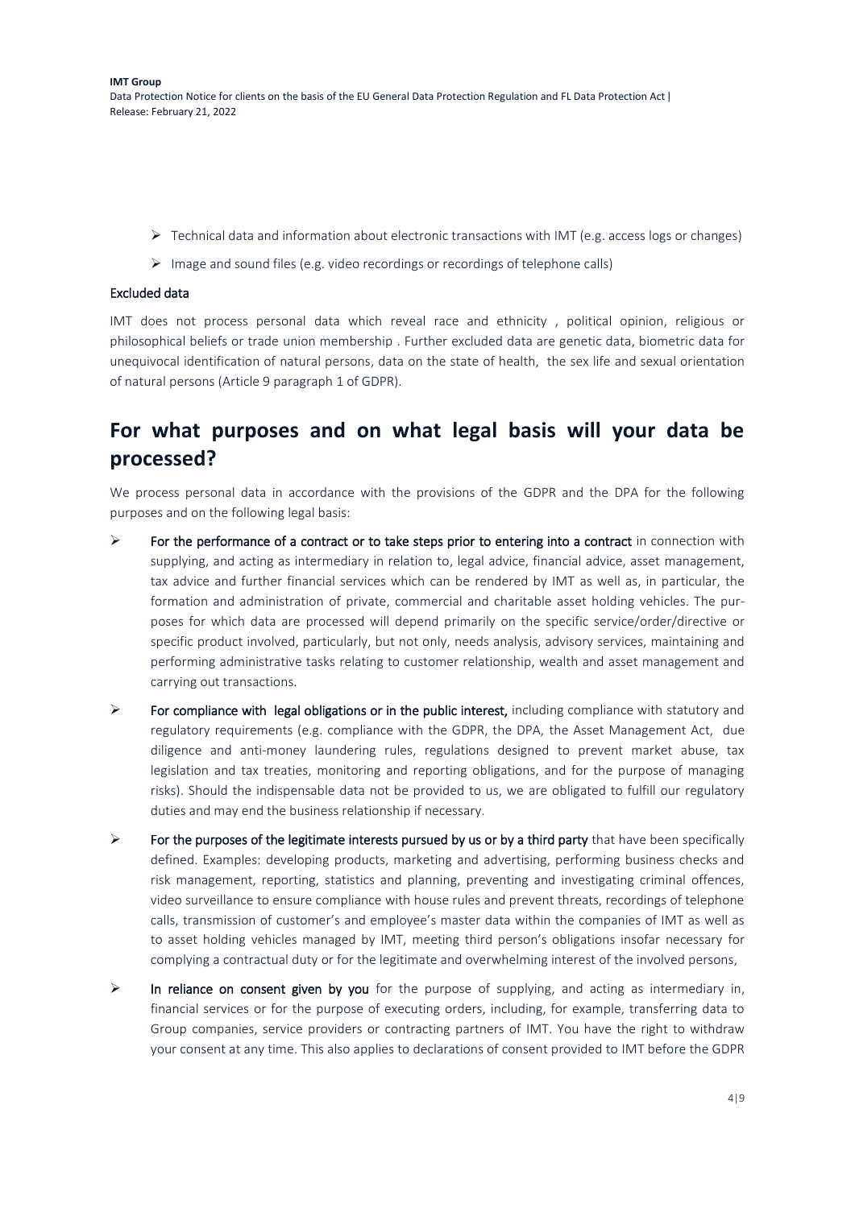- Technical data and information about electronic transactions with IMT (e.g. access logs or changes)
- Image and sound files (e.g. video recordings or recordings of telephone calls)

### Excluded data

IMT does not process personal data which reveal race and ethnicity , political opinion, religious or philosophical beliefs or trade union membership . Further excluded data are genetic data, biometric data for unequivocal identification of natural persons, data on the state of health, the sex life and sexual orientation of natural persons (Article 9 paragraph 1 of GDPR).

## For what purposes and on what legal basis will your data be processed?

We process personal data in accordance with the provisions of the GDPR and the DPA for the following purposes and on the following legal basis:

- **For the performance of a contract or to take steps prior to entering into a contract** in connection with supplying, and acting as intermediary in relation to, legal advice, financial advice, asset management, tax advice and further financial services which can be rendered by IMT as well as, in particular, the formation and administration of private, commercial and charitable asset holding vehicles. The purposes for which data are processed will depend primarily on the specific service/order/directive or specific product involved, particularly, but not only, needs analysis, advisory services, maintaining and performing administrative tasks relating to customer relationship, wealth and asset management and carrying out transactions.
- **For compliance with legal obligations or in the public interest,** including compliance with statutory and regulatory requirements (e.g. compliance with the GDPR, the DPA, the Asset Management Act, due diligence and anti-money laundering rules, regulations designed to prevent market abuse, tax legislation and tax treaties, monitoring and reporting obligations, and for the purpose of managing risks). Should the indispensable data not be provided to us, we are obligated to fulfill our regulatory duties and may end the business relationship if necessary.
- **For the purposes of the legitimate interests pursued by us or by a third party** that have been specifically defined. Examples: developing products, marketing and advertising, performing business checks and risk management, reporting, statistics and planning, preventing and investigating criminal offences, video surveillance to ensure compliance with house rules and prevent threats, recordings of telephone calls, transmission of customer's and employee's master data within the companies of IMT as well as to asset holding vehicles managed by IMT, meeting third person's obligations insofar necessary for complying a contractual duty or for the legitimate and overwhelming interest of the involved persons,
- **In reliance on consent given by you** for the purpose of supplying, and acting as intermediary in, financial services or for the purpose of executing orders, including, for example, transferring data to Group companies, service providers or contracting partners of IMT. You have the right to withdraw your consent at any time. This also applies to declarations of consent provided to IMT before the GDPR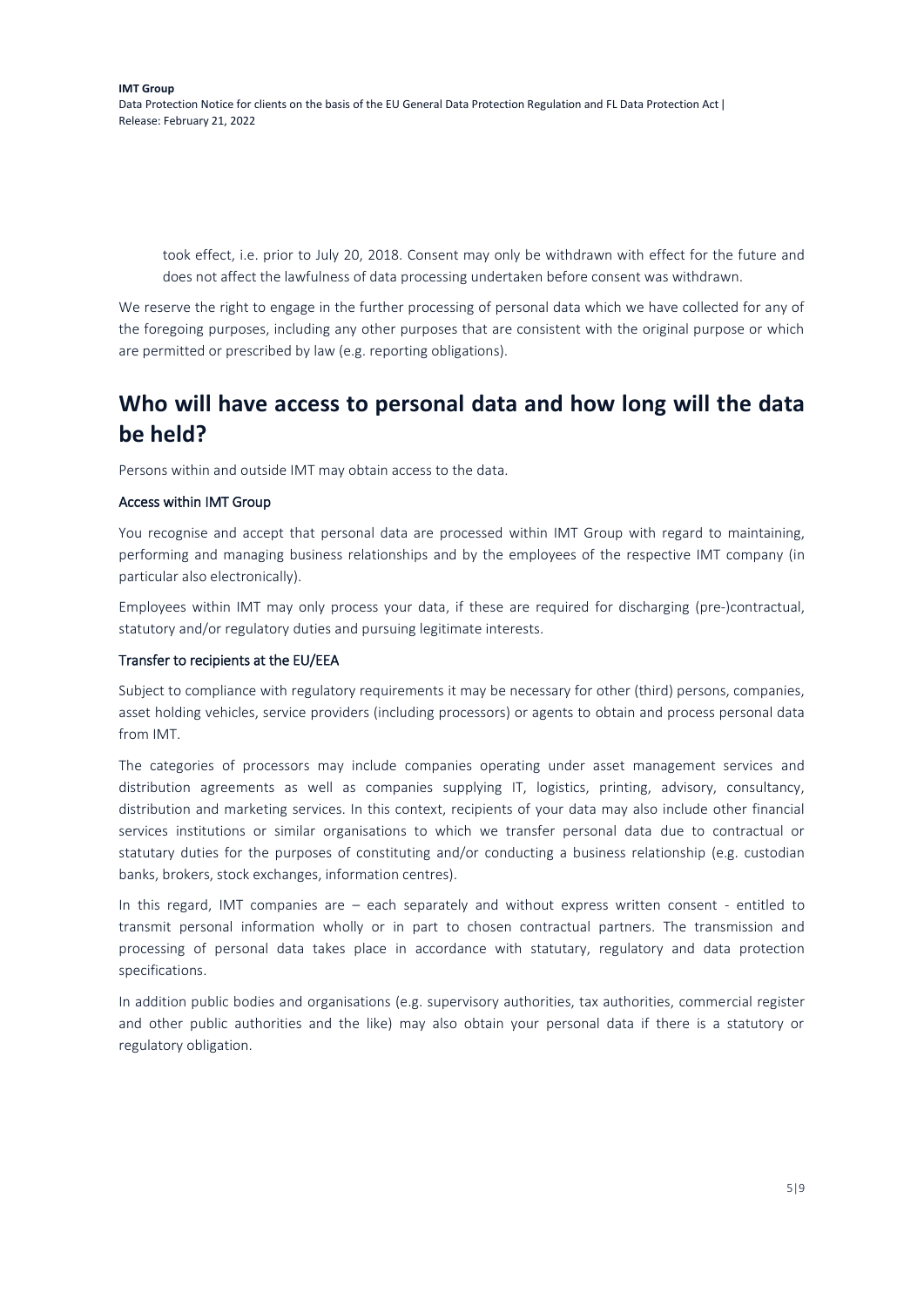took effect, i.e. prior to July 20, 2018. Consent may only be withdrawn with effect for the future and does not affect the lawfulness of data processing undertaken before consent was withdrawn.

We reserve the right to engage in the further processing of personal data which we have collected for any of the foregoing purposes, including any other purposes that are consistent with the original purpose or which are permitted or prescribed by law (e.g. reporting obligations).

# Who will have access to personal data and how long will the data be held?

Persons within and outside IMT may obtain access to the data.

### Access within IMT Group

You recognise and accept that personal data are processed within IMT Group with regard to maintaining, performing and managing business relationships and by the employees of the respective IMT company (in particular also electronically).

Employees within IMT may only process your data, if these are required for discharging (pre-)contractual, statutory and/or regulatory duties and pursuing legitimate interests.

### Transfer to recipients at the EU/EEA

Subject to compliance with regulatory requirements it may be necessary for other (third) persons, companies, asset holding vehicles, service providers (including processors) or agents to obtain and process personal data from IMT.

The categories of processors may include companies operating under asset management services and distribution agreements as well as companies supplying IT, logistics, printing, advisory, consultancy, distribution and marketing services. In this context, recipients of your data may also include other financial services institutions or similar organisations to which we transfer personal data due to contractual or statutory duties for the purposes of constituting and/or conducting a business relationship (e.g. custodian banks, brokers, stock exchanges, information centres).

In this regard, IMT companies are – each separately and without express written consent - entitled to transmit personal information wholly or in part to chosen contractual partners. The transmission and processing of personal data takes place in accordance with statutory, regulatory and data protection specifications.

In addition public bodies and organisations (e.g. supervisory authorities, tax authorities, commercial register and other public authorities and the like) may also obtain your personal data if there is a statutory or regulatory obligation.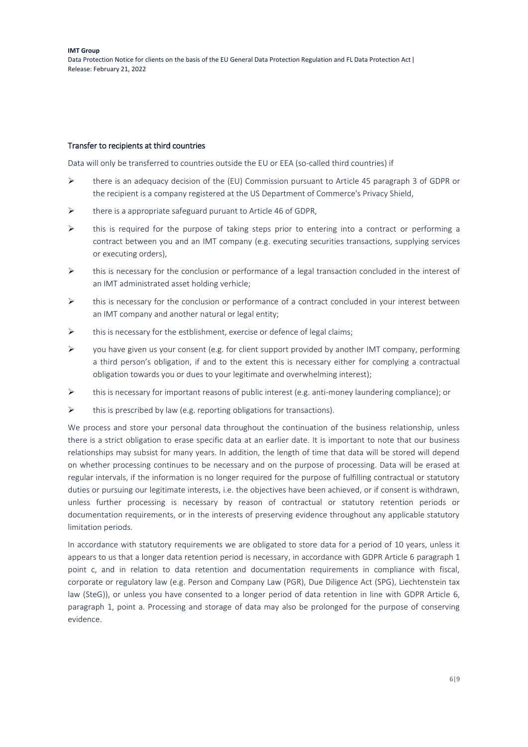## Transfer to recipients at third countries

Data will only be transferred to countries outside the EU or EEA (so-called third countries) if

- there is an adequacy decision of the (EU) Commission pursuant to Article 45 paragraph 3 of GDPR or the recipient is a company registered at the US Department of Commerce's Privacy Shield,
- there is a appropriate safeguard puruant to Article 46 of GDPR,
- this is required for the purpose of taking steps prior to entering into a contract or performing a contract between you and an IMT company (e.g. executing securities transactions, supplying services or executing orders),
- this is necessary for the conclusion or performance of a legal transaction concluded in the interest of an IMT administrated asset holding verhicle;
- this is necessary for the conclusion or performance of a contract concluded in your interest between an IMT company and another natural or legal entity;
- this is necessary for the estblishment, exercise or defence of legal claims;
- you have given us your consent (e.g. for client support provided by another IMT company, performing a third person's obligation, if and to the extent this is necessary either for complying a contractual obligation towards you or dues to your legitimate and overwhelming interest);
- this is necessary for important reasons of public interest (e.g. anti-money laundering compliance); or
- this is prescribed by law (e.g. reporting obligations for transactions).

We process and store your personal data throughout the continuation of the business relationship, unless there is a strict obligation to erase specific data at an earlier date. It is important to note that our business relationships may subsist for many years. In addition, the length of time that data will be stored will depend on whether processing continues to be necessary and on the purpose of processing. Data will be erased at regular intervals, if the information is no longer required for the purpose of fulfilling contractual or statutory duties or pursuing our legitimate interests, i.e. the objectives have been achieved, or if consent is withdrawn, unless further processing is necessary by reason of contractual or statutory retention periods or documentation requirements, or in the interests of preserving evidence throughout any applicable statutory limitation periods.

In accordance with statutory requirements we are obligated to store data for a period of 10 years, unless it appears to us that a longer data retention period is necessary, in accordance with GDPR Article 6 paragraph 1 point c, and in relation to data retention and documentation requirements in compliance with fiscal, corporate or regulatory law (e.g. Person and Company Law (PGR), Due Diligence Act (SPG), Liechtenstein tax law (SteG)), or unless you have consented to a longer period of data retention in line with GDPR Article 6, paragraph 1, point a. Processing and storage of data may also be prolonged for the purpose of conserving evidence.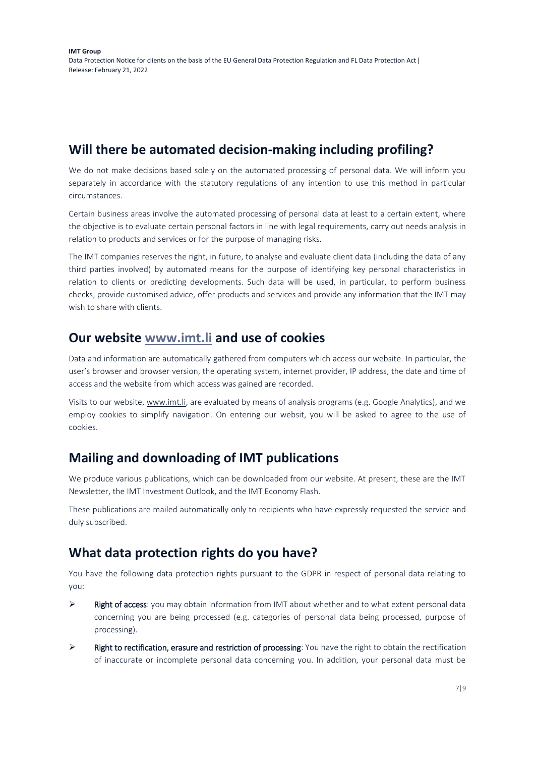## Will there be automated decision-making including profiling?

We do not make decisions based solely on the automated processing of personal data. We will inform you separately in accordance with the statutory regulations of any intention to use this method in particular circumstances.

Certain business areas involve the automated processing of personal data at least to a certain extent, where the objective is to evaluate certain personal factors in line with legal requirements, carry out needs analysis in relation to products and services or for the purpose of managing risks.

The IMT companies reserves the right, in future, to analyse and evaluate client data (including the data of any third parties involved) by automated means for the purpose of identifying key personal characteristics in relation to clients or predicting developments. Such data will be used, in particular, to perform business checks, provide customised advice, offer products and services and provide any information that the IMT may wish to share with clients.

## Our website [www.imt.li](http://www.imt.li) and use of cookies

Data and information are automatically gathered from computers which access our website. In particular, the user's browser and browser version, the operating system, internet provider, IP address, the date and time of access and the website from which access was gained are recorded.

Visits to our website, [www.imt.li](http://www.imt.li), are evaluated by means of analysis programs (e.g. Google Analytics), and we employ cookies to simplify navigation. On entering our websit, you will be asked to agree to the use of cookies.

## Mailing and downloading of IMT publications

We produce various publications, which can be downloaded from our website. At present, these are the IMT Newsletter, the IMT Investment Outlook, and the IMT Economy Flash.

These publications are mailed automatically only to recipients who have expressly requested the service and duly subscribed.

## What data protection rights do you have?

You have the following data protection rights pursuant to the GDPR in respect of personal data relating to you:

- **Right of access**: you may obtain information from IMT about whether and to what extent personal data concerning you are being processed (e.g. categories of personal data being processed, purpose of processing).
- **Right to rectification, erasure and restriction of processing**: You have the right to obtain the rectification of inaccurate or incomplete personal data concerning you. In addition, your personal data must be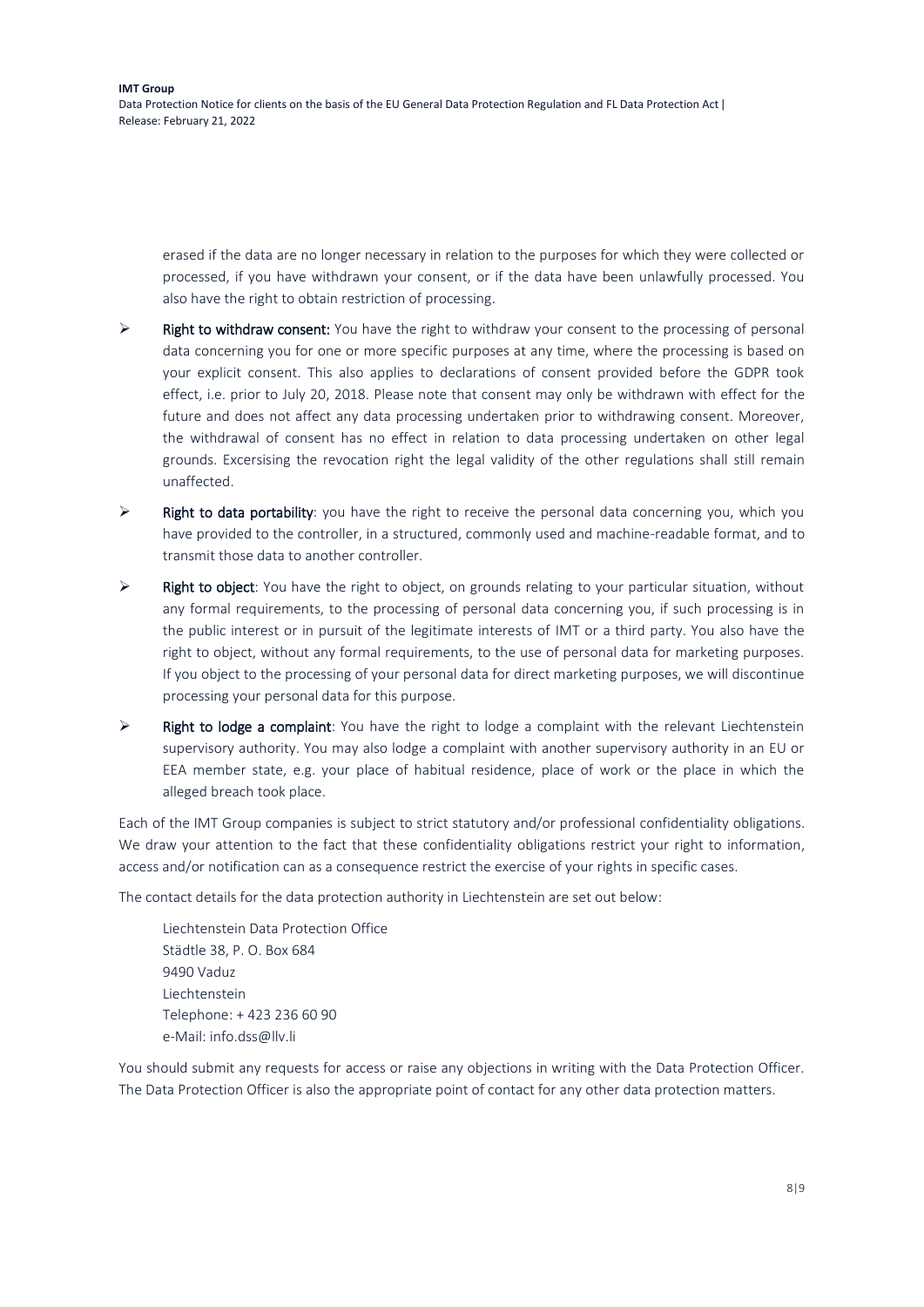erased if the data are no longer necessary in relation to the purposes for which they were collected or processed, if you have withdrawn your consent, or if the data have been unlawfully processed. You also have the right to obtain restriction of processing.

- **Right to withdraw consent:** You have the right to withdraw your consent to the processing of personal data concerning you for one or more specific purposes at any time, where the processing is based on your explicit consent. This also applies to declarations of consent provided before the GDPR took effect, i.e. prior to July 20, 2018. Please note that consent may only be withdrawn with effect for the future and does not affect any data processing undertaken prior to withdrawing consent. Moreover, the withdrawal of consent has no effect in relation to data processing undertaken on other legal grounds. Excersising the revocation right the legal validity of the other regulations shall still remain unaffected.
- **Right to data portability**: you have the right to receive the personal data concerning you, which you have provided to the controller, in a structured, commonly used and machine-readable format, and to transmit those data to another controller.
- **Right to object**: You have the right to object, on grounds relating to your particular situation, without any formal requirements, to the processing of personal data concerning you, if such processing is in the public interest or in pursuit of the legitimate interests of IMT or a third party. You also have the right to object, without any formal requirements, to the use of personal data for marketing purposes. If you object to the processing of your personal data for direct marketing purposes, we will discontinue processing your personal data for this purpose.
- **Right to lodge a complaint**: You have the right to lodge a complaint with the relevant Liechtenstein supervisory authority. You may also lodge a complaint with another supervisory authority in an EU or EEA member state, e.g. your place of habitual residence, place of work or the place in which the alleged breach took place.

Each of the IMT Group companies is subject to strict statutory and/or professional confidentiality obligations. We draw your attention to the fact that these confidentiality obligations restrict your right to information, access and/or notification can as a consequence restrict the exercise of your rights in specific cases.

The contact details for the data protection authority in Liechtenstein are set out below:

Liechtenstein Data Protection Office
Städtle 38, P. O. Box 684
9490 Vaduz
Liechtenstein
Telephone: + 423 236 60 90
e-Mail: info.dss@llv.li

You should submit any requests for access or raise any objections in writing with the Data Protection Officer. The Data Protection Officer is also the appropriate point of contact for any other data protection matters.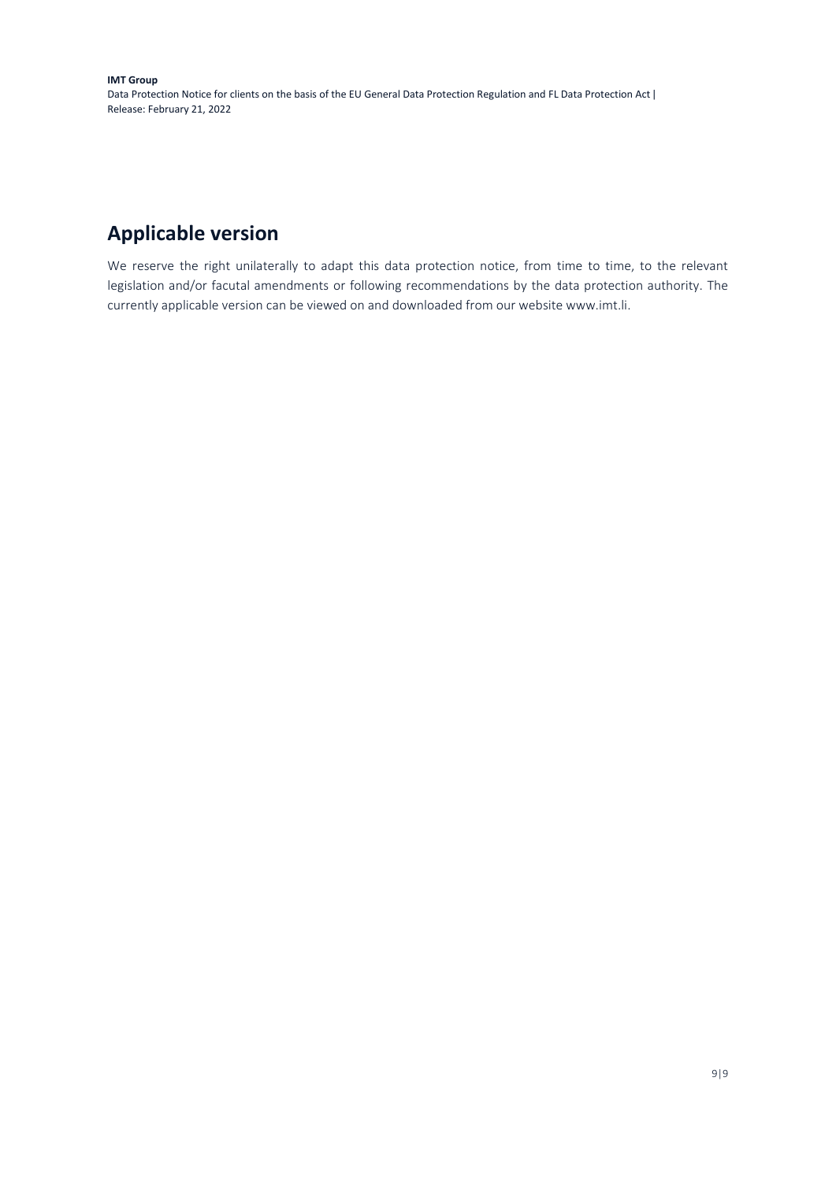## Applicable version

We reserve the right unilaterally to adapt this data protection notice, from time to time, to the relevant legislation and/or facutal amendments or following recommendations by the data protection authority. The currently applicable version can be viewed on and downloaded from our website www.imt.li.